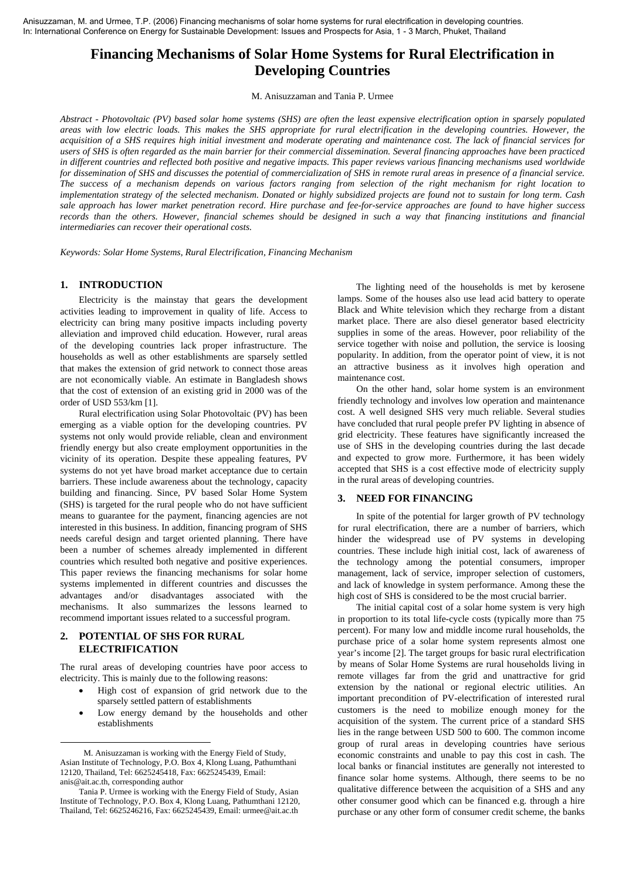Anisuzzaman, M. and Urmee, T.P. (2006) Financing mechanisms of solar home systems for rural electrification in developing countries. In: International Conference on Energy for Sustainable Development: Issues and Prospects for Asia, 1 - 3 March, Phuket, Thailand

# Financing Mechanisms of Solar Home Systems for Rural Electrification in Developing Countries

M. Anisuzzaman and Tania P. Urmee

*Abstract - Photovoltaic (PV) based solar home systems (SHS) are often the least expensive electrification option in sparsely populated areas with low electric loads. This makes the SHS appropriate for rural electrification in the developing countries. However, the acquisition of a SHS requires high initial investment and moderate operating and maintenance cost. The lack of financial services for users of SHS is often regarded as the main barrier for their commercial dissemination. Several financing approaches have been practiced in different countries and reflected both positive and negative impacts. This paper reviews various financing mechanisms used worldwide for dissemination of SHS and discusses the potential of commercialization of SHS in remote rural areas in presence of a financial service. The success of a mechanism depends on various factors ranging from selection of the right mechanism for right location to implementation strategy of the selected mechanism. Donated or highly subsidized projects are found not to sustain for long term. Cash sale approach has lower market penetration record. Hire purchase and fee-for-service approaches are found to have higher success records than the others. However, financial schemes should be designed in such a way that financing institutions and financial intermediaries can recover their operational costs.*

*Keywords: Solar Home Systems, Rural Electrification, Financing Mechanism*

## 1. INTRODUCTION

Electricity is the mainstay that gears the development activities leading to improvement in quality of life. Access to electricity can bring many positive impacts including poverty alleviation and improved child education. However, rural areas of the developing countries lack proper infrastructure. The households as well as other establishments are sparsely settled that makes the extension of grid network to connect those areas are not economically viable. An estimate in Bangladesh shows that the cost of extension of an existing grid in 2000 was of the order of USD 553/km [1].

Rural electrification using Solar Photovoltaic (PV) has been emerging as a viable option for the developing countries. PV systems not only would provide reliable, clean and environment friendly energy but also create employment opportunities in the vicinity of its operation. Despite these appealing features, PV systems do not yet have broad market acceptance due to certain barriers. These include awareness about the technology, capacity building and financing. Since, PV based Solar Home System (SHS) is targeted for the rural people who do not have sufficient means to guarantee for the payment, financing agencies are not interested in this business. In addition, financing program of SHS needs careful design and target oriented planning. There have been a number of schemes already implemented in different countries which resulted both negative and positive experiences. This paper reviews the financing mechanisms for solar home systems implemented in different countries and discusses the advantages and/or disadvantages associated with the mechanisms. It also summarizes the lessons learned to recommend important issues related to a successful program.

## 2. POTENTIAL OF SHS FOR RURAL ELECTRIFICATION

The rural areas of developing countries have poor access to electricity. This is mainly due to the following reasons:

- High cost of expansion of grid network due to the sparsely settled pattern of establishments
- Low energy demand by the households and other establishments

M. Anisuzzaman is working with the Energy Field of Study, Asian Institute of Technology, P.O. Box 4, Klong Luang, Pathumthani 12120, Thailand, Tel: 6625245418, Fax: 6625245439, Email: anis@ait.ac.th, corresponding author

Tania P. Urmee is working with the Energy Field of Study, Asian Institute of Technology, P.O. Box 4, Klong Luang, Pathumthani 12120, Thailand, Tel: 6625246216, Fax: 6625245439, Email: urmee@ait.ac.th

The lighting need of the households is met by kerosene lamps. Some of the houses also use lead acid battery to operate Black and White television which they recharge from a distant market place. There are also diesel generator based electricity supplies in some of the areas. However, poor reliability of the service together with noise and pollution, the service is loosing popularity. In addition, from the operator point of view, it is not an attractive business as it involves high operation and maintenance cost.

On the other hand, solar home system is an environment friendly technology and involves low operation and maintenance cost. A well designed SHS very much reliable. Several studies have concluded that rural people prefer PV lighting in absence of grid electricity. These features have significantly increased the use of SHS in the developing countries during the last decade and expected to grow more. Furthermore, it has been widely accepted that SHS is a cost effective mode of electricity supply in the rural areas of developing countries.

## 3. NEED FOR FINANCING

In spite of the potential for larger growth of PV technology for rural electrification, there are a number of barriers, which hinder the widespread use of PV systems in developing countries. These include high initial cost, lack of awareness of the technology among the potential consumers, improper management, lack of service, improper selection of customers, and lack of knowledge in system performance. Among these the high cost of SHS is considered to be the most crucial barrier.

The initial capital cost of a solar home system is very high in proportion to its total life-cycle costs (typically more than 75 percent). For many low and middle income rural households, the purchase price of a solar home system represents almost one year's income [2]. The target groups for basic rural electrification by means of Solar Home Systems are rural households living in remote villages far from the grid and unattractive for grid extension by the national or regional electric utilities. An important precondition of PV-electrification of interested rural customers is the need to mobilize enough money for the acquisition of the system. The current price of a standard SHS lies in the range between USD 500 to 600. The common income group of rural areas in developing countries have serious economic constraints and unable to pay this cost in cash. The local banks or financial institutes are generally not interested to finance solar home systems. Although, there seems to be no qualitative difference between the acquisition of a SHS and any other consumer good which can be financed e.g. through a hire purchase or any other form of consumer credit scheme, the banks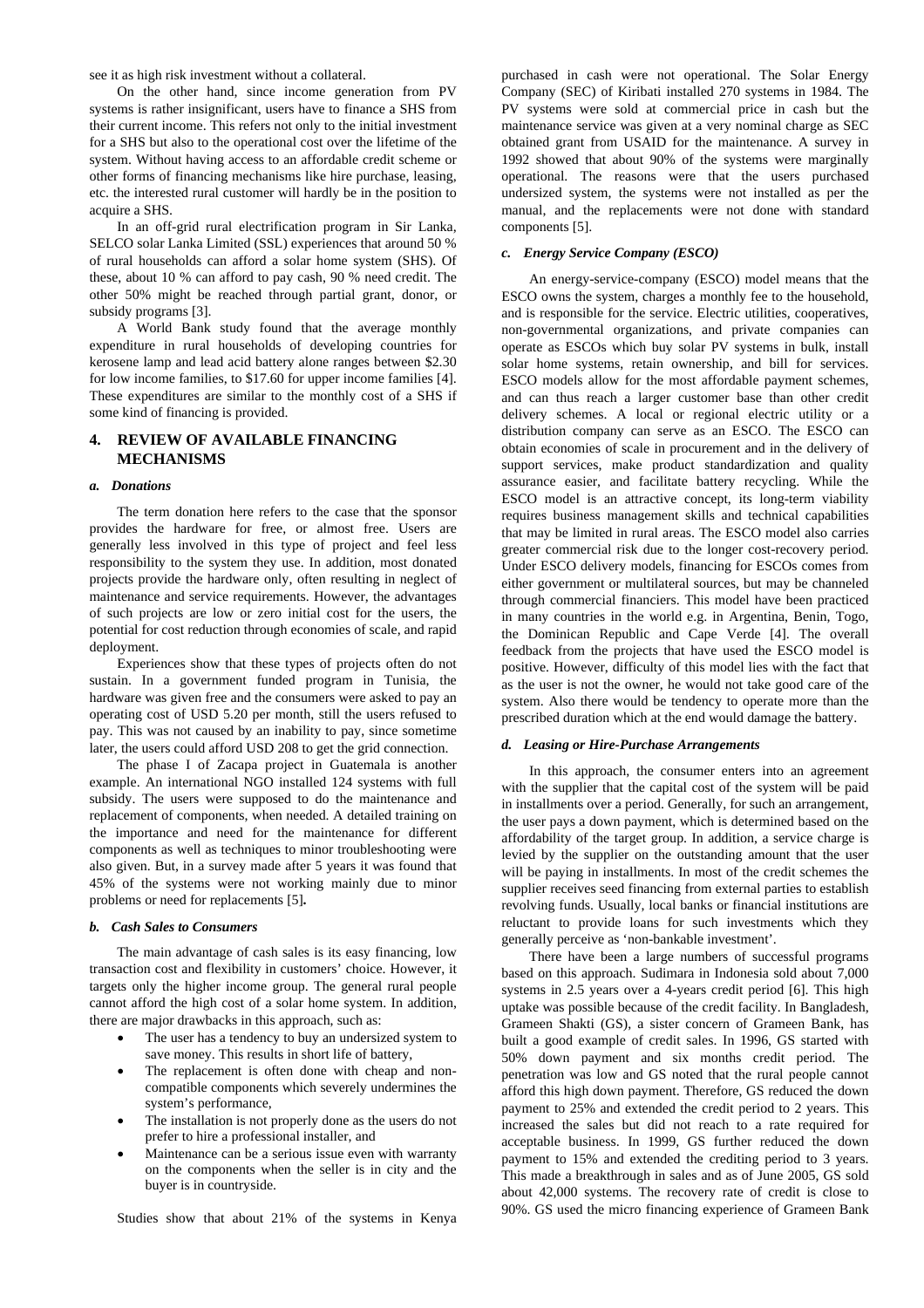see it as high risk investment without a collateral.

On the other hand, since income generation from PV systems is rather insignificant, users have to finance a SHS from their current income. This refers not only to the initial investment for a SHS but also to the operational cost over the lifetime of the system. Without having access to an affordable credit scheme or other forms of financing mechanisms like hire purchase, leasing, etc. the interested rural customer will hardly be in the position to acquire a SHS.

In an off-grid rural electrification program in Sir Lanka, SELCO solar Lanka Limited (SSL) experiences that around 50 % of rural households can afford a solar home system (SHS). Of these, about 10 % can afford to pay cash, 90 % need credit. The other 50% might be reached through partial grant, donor, or subsidy programs [3].

A World Bank study found that the average monthly expenditure in rural households of developing countries for kerosene lamp and lead acid battery alone ranges between $2.30 for low income families, to $17.60 for upper income families [4]. These expenditures are similar to the monthly cost of a SHS if some kind of financing is provided.

## 4. REVIEW OF AVAILABLE FINANCING MECHANISMS

### *a. Donations*

The term donation here refers to the case that the sponsor provides the hardware for free, or almost free. Users are generally less involved in this type of project and feel less responsibility to the system they use. In addition, most donated projects provide the hardware only, often resulting in neglect of maintenance and service requirements. However, the advantages of such projects are low or zero initial cost for the users, the potential for cost reduction through economies of scale, and rapid deployment.

Experiences show that these types of projects often do not sustain. In a government funded program in Tunisia, the hardware was given free and the consumers were asked to pay an operating cost of USD 5.20 per month, still the users refused to pay. This was not caused by an inability to pay, since sometime later, the users could afford USD 208 to get the grid connection.

The phase I of Zacapa project in Guatemala is another example. An international NGO installed 124 systems with full subsidy. The users were supposed to do the maintenance and replacement of components, when needed. A detailed training on the importance and need for the maintenance for different components as well as techniques to minor troubleshooting were also given. But, in a survey made after 5 years it was found that 45% of the systems were not working mainly due to minor problems or need for replacements [5]**.**

### *b. Cash Sales to Consumers*

The main advantage of cash sales is its easy financing, low transaction cost and flexibility in customers' choice. However, it targets only the higher income group. The general rural people cannot afford the high cost of a solar home system. In addition, there are major drawbacks in this approach, such as:

- The user has a tendency to buy an undersized system to save money. This results in short life of battery,
- The replacement is often done with cheap and non-compatible components which severely undermines the system's performance,
- The installation is not properly done as the users do not prefer to hire a professional installer, and
- Maintenance can be a serious issue even with warranty on the components when the seller is in city and the buyer is in countryside.

Studies show that about 21% of the systems in Kenya purchased in cash were not operational. The Solar Energy Company (SEC) of Kiribati installed 270 systems in 1984. The PV systems were sold at commercial price in cash but the maintenance service was given at a very nominal charge as SEC obtained grant from USAID for the maintenance. A survey in 1992 showed that about 90% of the systems were marginally operational. The reasons were that the users purchased undersized system, the systems were not installed as per the manual, and the replacements were not done with standard components [5].

### *c. Energy Service Company (ESCO)*

An energy-service-company (ESCO) model means that the ESCO owns the system, charges a monthly fee to the household, and is responsible for the service. Electric utilities, cooperatives, non-governmental organizations, and private companies can operate as ESCOs which buy solar PV systems in bulk, install solar home systems, retain ownership, and bill for services. ESCO models allow for the most affordable payment schemes, and can thus reach a larger customer base than other credit delivery schemes. A local or regional electric utility or a distribution company can serve as an ESCO. The ESCO can obtain economies of scale in procurement and in the delivery of support services, make product standardization and quality assurance easier, and facilitate battery recycling. While the ESCO model is an attractive concept, its long-term viability requires business management skills and technical capabilities that may be limited in rural areas. The ESCO model also carries greater commercial risk due to the longer cost-recovery period. Under ESCO delivery models, financing for ESCOs comes from either government or multilateral sources, but may be channeled through commercial financiers. This model have been practiced in many countries in the world e.g. in Argentina, Benin, Togo, the Dominican Republic and Cape Verde [4]. The overall feedback from the projects that have used the ESCO model is positive. However, difficulty of this model lies with the fact that as the user is not the owner, he would not take good care of the system. Also there would be tendency to operate more than the prescribed duration which at the end would damage the battery.

### *d. Leasing or Hire-Purchase Arrangements*

In this approach, the consumer enters into an agreement with the supplier that the capital cost of the system will be paid in installments over a period. Generally, for such an arrangement, the user pays a down payment, which is determined based on the affordability of the target group. In addition, a service charge is levied by the supplier on the outstanding amount that the user will be paying in installments. In most of the credit schemes the supplier receives seed financing from external parties to establish revolving funds. Usually, local banks or financial institutions are reluctant to provide loans for such investments which they generally perceive as 'non-bankable investment'.

There have been a large numbers of successful programs based on this approach. Sudimara in Indonesia sold about 7,000 systems in 2.5 years over a 4-years credit period [6]. This high uptake was possible because of the credit facility. In Bangladesh, Grameen Shakti (GS), a sister concern of Grameen Bank, has built a good example of credit sales. In 1996, GS started with 50% down payment and six months credit period. The penetration was low and GS noted that the rural people cannot afford this high down payment. Therefore, GS reduced the down payment to 25% and extended the credit period to 2 years. This increased the sales but did not reach to a rate required for acceptable business. In 1999, GS further reduced the down payment to 15% and extended the crediting period to 3 years. This made a breakthrough in sales and as of June 2005, GS sold about 42,000 systems. The recovery rate of credit is close to 90%. GS used the micro financing experience of Grameen Bank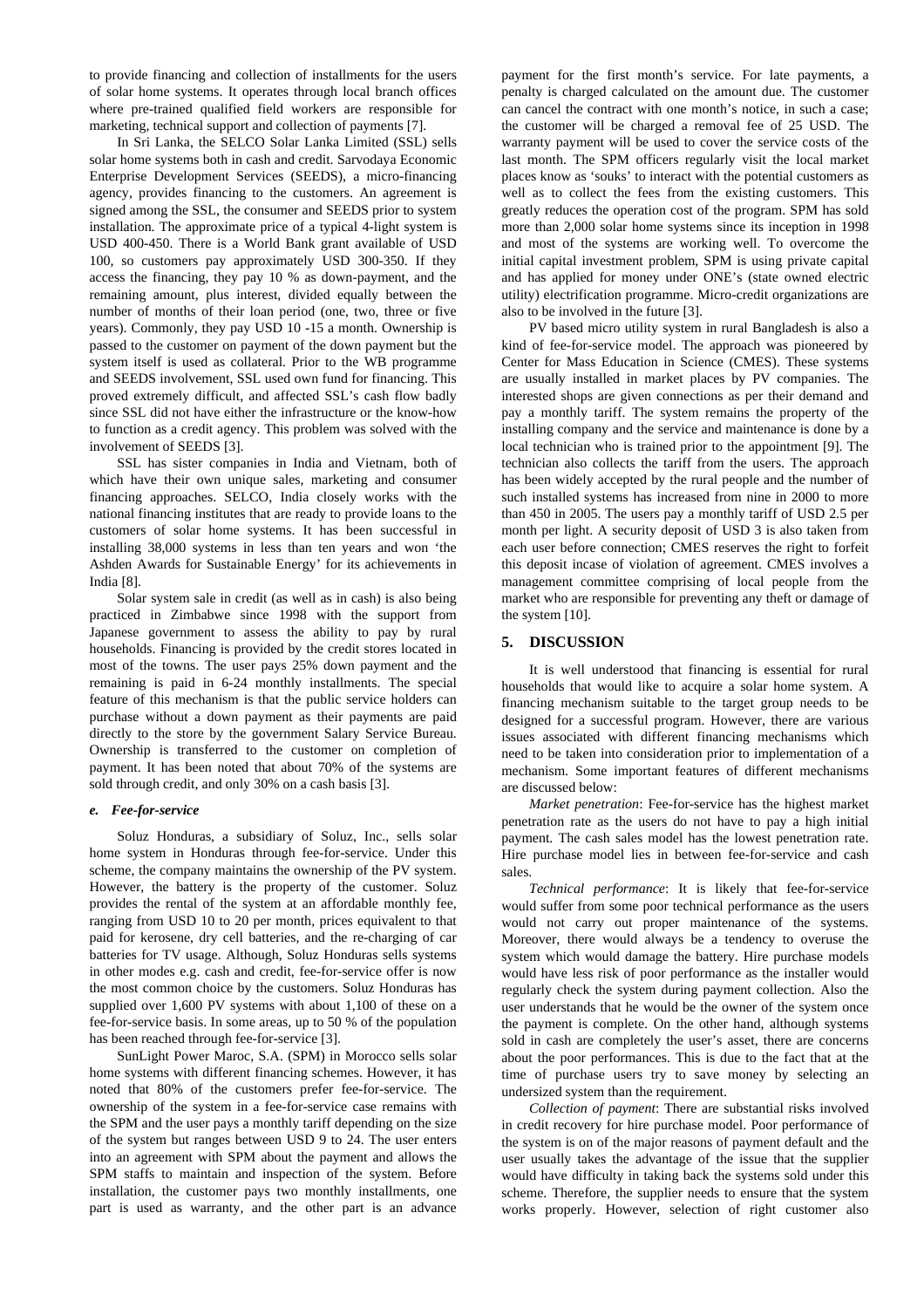to provide financing and collection of installments for the users of solar home systems. It operates through local branch offices where pre-trained qualified field workers are responsible for marketing, technical support and collection of payments [7].

In Sri Lanka, the SELCO Solar Lanka Limited (SSL) sells solar home systems both in cash and credit. Sarvodaya Economic Enterprise Development Services (SEEDS), a micro-financing agency, provides financing to the customers. An agreement is signed among the SSL, the consumer and SEEDS prior to system installation. The approximate price of a typical 4-light system is USD 400-450. There is a World Bank grant available of USD 100, so customers pay approximately USD 300-350. If they access the financing, they pay 10 % as down-payment, and the remaining amount, plus interest, divided equally between the number of months of their loan period (one, two, three or five years). Commonly, they pay USD 10 -15 a month. Ownership is passed to the customer on payment of the down payment but the system itself is used as collateral. Prior to the WB programme and SEEDS involvement, SSL used own fund for financing. This proved extremely difficult, and affected SSL's cash flow badly since SSL did not have either the infrastructure or the know-how to function as a credit agency. This problem was solved with the involvement of SEEDS [3].

SSL has sister companies in India and Vietnam, both of which have their own unique sales, marketing and consumer financing approaches. SELCO, India closely works with the national financing institutes that are ready to provide loans to the customers of solar home systems. It has been successful in installing 38,000 systems in less than ten years and won 'the Ashden Awards for Sustainable Energy' for its achievements in India [8].

Solar system sale in credit (as well as in cash) is also being practiced in Zimbabwe since 1998 with the support from Japanese government to assess the ability to pay by rural households. Financing is provided by the credit stores located in most of the towns. The user pays 25% down payment and the remaining is paid in 6-24 monthly installments. The special feature of this mechanism is that the public service holders can purchase without a down payment as their payments are paid directly to the store by the government Salary Service Bureau. Ownership is transferred to the customer on completion of payment. It has been noted that about 70% of the systems are sold through credit, and only 30% on a cash basis [3].

#### *e. Fee-for-service*

Soluz Honduras, a subsidiary of Soluz, Inc., sells solar home system in Honduras through fee-for-service. Under this scheme, the company maintains the ownership of the PV system. However, the battery is the property of the customer. Soluz provides the rental of the system at an affordable monthly fee, ranging from USD 10 to 20 per month, prices equivalent to that paid for kerosene, dry cell batteries, and the re-charging of car batteries for TV usage. Although, Soluz Honduras sells systems in other modes e.g. cash and credit, fee-for-service offer is now the most common choice by the customers. Soluz Honduras has supplied over 1,600 PV systems with about 1,100 of these on a fee-for-service basis. In some areas, up to 50 % of the population has been reached through fee-for-service [3].

SunLight Power Maroc, S.A. (SPM) in Morocco sells solar home systems with different financing schemes. However, it has noted that 80% of the customers prefer fee-for-service. The ownership of the system in a fee-for-service case remains with the SPM and the user pays a monthly tariff depending on the size of the system but ranges between USD 9 to 24. The user enters into an agreement with SPM about the payment and allows the SPM staffs to maintain and inspection of the system. Before installation, the customer pays two monthly installments, one part is used as warranty, and the other part is an advance payment for the first month's service. For late payments, a penalty is charged calculated on the amount due. The customer can cancel the contract with one month's notice, in such a case; the customer will be charged a removal fee of 25 USD. The warranty payment will be used to cover the service costs of the last month. The SPM officers regularly visit the local market places know as 'souks' to interact with the potential customers as well as to collect the fees from the existing customers. This greatly reduces the operation cost of the program. SPM has sold more than 2,000 solar home systems since its inception in 1998 and most of the systems are working well. To overcome the initial capital investment problem, SPM is using private capital and has applied for money under ONE's (state owned electric utility) electrification programme. Micro-credit organizations are also to be involved in the future [3].

PV based micro utility system in rural Bangladesh is also a kind of fee-for-service model. The approach was pioneered by Center for Mass Education in Science (CMES). These systems are usually installed in market places by PV companies. The interested shops are given connections as per their demand and pay a monthly tariff. The system remains the property of the installing company and the service and maintenance is done by a local technician who is trained prior to the appointment [9]. The technician also collects the tariff from the users. The approach has been widely accepted by the rural people and the number of such installed systems has increased from nine in 2000 to more than 450 in 2005. The users pay a monthly tariff of USD 2.5 per month per light. A security deposit of USD 3 is also taken from each user before connection; CMES reserves the right to forfeit this deposit incase of violation of agreement. CMES involves a management committee comprising of local people from the market who are responsible for preventing any theft or damage of the system [10].

## 5. DISCUSSION

It is well understood that financing is essential for rural households that would like to acquire a solar home system. A financing mechanism suitable to the target group needs to be designed for a successful program. However, there are various issues associated with different financing mechanisms which need to be taken into consideration prior to implementation of a mechanism. Some important features of different mechanisms are discussed below:

*Market penetration*: Fee-for-service has the highest market penetration rate as the users do not have to pay a high initial payment. The cash sales model has the lowest penetration rate. Hire purchase model lies in between fee-for-service and cash sales.

*Technical performance*: It is likely that fee-for-service would suffer from some poor technical performance as the users would not carry out proper maintenance of the systems. Moreover, there would always be a tendency to overuse the system which would damage the battery. Hire purchase models would have less risk of poor performance as the installer would regularly check the system during payment collection. Also the user understands that he would be the owner of the system once the payment is complete. On the other hand, although systems sold in cash are completely the user's asset, there are concerns about the poor performances. This is due to the fact that at the time of purchase users try to save money by selecting an undersized system than the requirement.

*Collection of payment*: There are substantial risks involved in credit recovery for hire purchase model. Poor performance of the system is on of the major reasons of payment default and the user usually takes the advantage of the issue that the supplier would have difficulty in taking back the systems sold under this scheme. Therefore, the supplier needs to ensure that the system works properly. However, selection of right customer also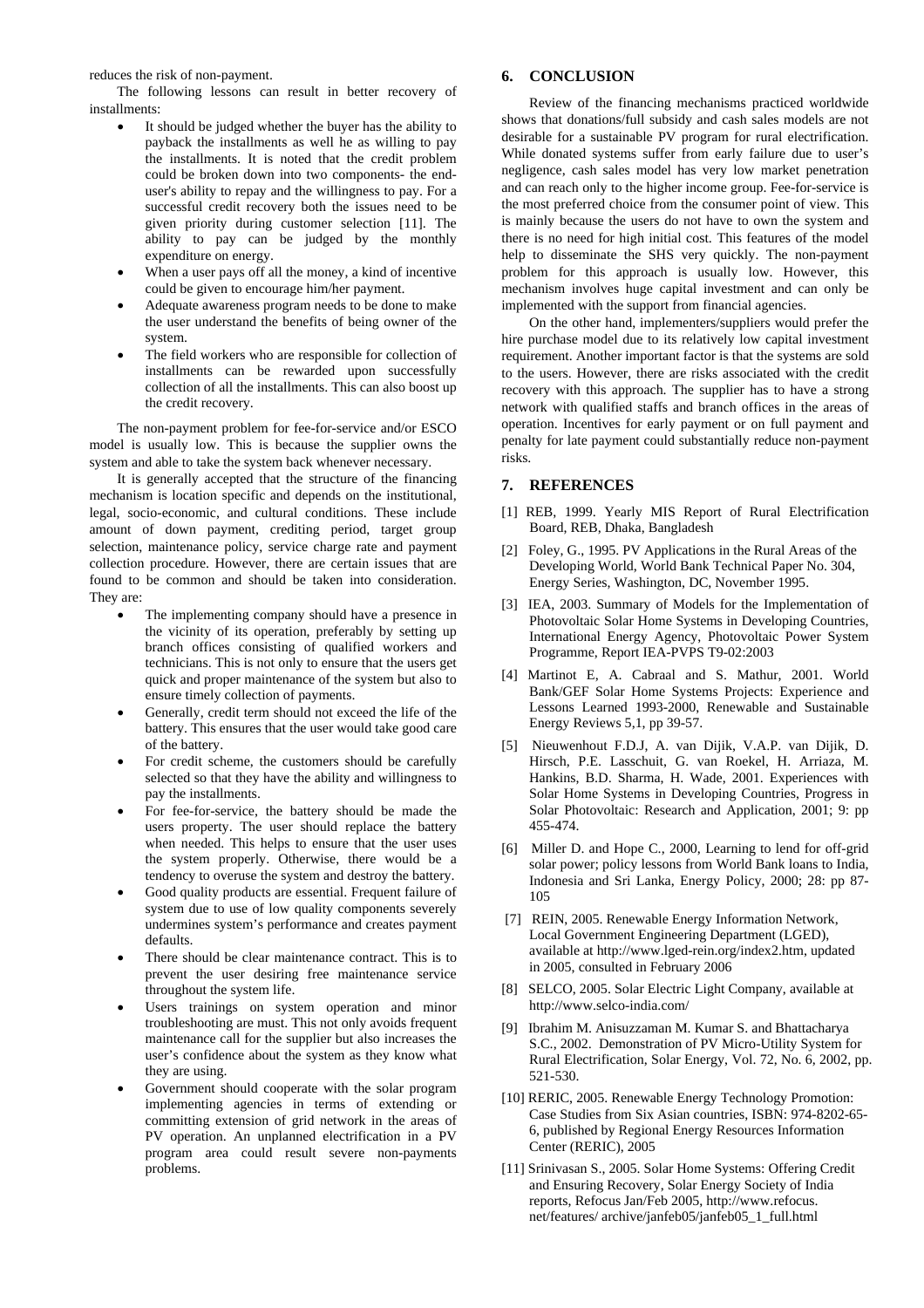reduces the risk of non-payment.

The following lessons can result in better recovery of installments:

- It should be judged whether the buyer has the ability to payback the installments as well he as willing to pay the installments. It is noted that the credit problem could be broken down into two components- the end-user's ability to repay and the willingness to pay. For a successful credit recovery both the issues need to be given priority during customer selection [11]. The ability to pay can be judged by the monthly expenditure on energy.
- When a user pays off all the money, a kind of incentive could be given to encourage him/her payment.
- Adequate awareness program needs to be done to make the user understand the benefits of being owner of the system.
- The field workers who are responsible for collection of installments can be rewarded upon successfully collection of all the installments. This can also boost up the credit recovery.

The non-payment problem for fee-for-service and/or ESCO model is usually low. This is because the supplier owns the system and able to take the system back whenever necessary.

It is generally accepted that the structure of the financing mechanism is location specific and depends on the institutional, legal, socio-economic, and cultural conditions. These include amount of down payment, crediting period, target group selection, maintenance policy, service charge rate and payment collection procedure. However, there are certain issues that are found to be common and should be taken into consideration. They are:

- The implementing company should have a presence in the vicinity of its operation, preferably by setting up branch offices consisting of qualified workers and technicians. This is not only to ensure that the users get quick and proper maintenance of the system but also to ensure timely collection of payments.
- Generally, credit term should not exceed the life of the battery. This ensures that the user would take good care of the battery.
- For credit scheme, the customers should be carefully selected so that they have the ability and willingness to pay the installments.
- For fee-for-service, the battery should be made the users property. The user should replace the battery when needed. This helps to ensure that the user uses the system properly. Otherwise, there would be a tendency to overuse the system and destroy the battery.
- Good quality products are essential. Frequent failure of system due to use of low quality components severely undermines system's performance and creates payment defaults.
- There should be clear maintenance contract. This is to prevent the user desiring free maintenance service throughout the system life.
- Users trainings on system operation and minor troubleshooting are must. This not only avoids frequent maintenance call for the supplier but also increases the user's confidence about the system as they know what they are using.
- Government should cooperate with the solar program implementing agencies in terms of extending or committing extension of grid network in the areas of PV operation. An unplanned electrification in a PV program area could result severe non-payments problems.

## 6. CONCLUSION

Review of the financing mechanisms practiced worldwide shows that donations/full subsidy and cash sales models are not desirable for a sustainable PV program for rural electrification. While donated systems suffer from early failure due to user's negligence, cash sales model has very low market penetration and can reach only to the higher income group. Fee-for-service is the most preferred choice from the consumer point of view. This is mainly because the users do not have to own the system and there is no need for high initial cost. This features of the model help to disseminate the SHS very quickly. The non-payment problem for this approach is usually low. However, this mechanism involves huge capital investment and can only be implemented with the support from financial agencies.

On the other hand, implementers/suppliers would prefer the hire purchase model due to its relatively low capital investment requirement. Another important factor is that the systems are sold to the users. However, there are risks associated with the credit recovery with this approach. The supplier has to have a strong network with qualified staffs and branch offices in the areas of operation. Incentives for early payment or on full payment and penalty for late payment could substantially reduce non-payment risks.

## 7. REFERENCES

[1] REB, 1999. Yearly MIS Report of Rural Electrification Board, REB, Dhaka, Bangladesh

[2] Foley, G., 1995. PV Applications in the Rural Areas of the Developing World, World Bank Technical Paper No. 304, Energy Series, Washington, DC, November 1995.

[3] IEA, 2003. Summary of Models for the Implementation of Photovoltaic Solar Home Systems in Developing Countries, International Energy Agency, Photovoltaic Power System Programme, Report IEA-PVPS T9-02:2003

[4] Martinot E, A. Cabraal and S. Mathur, 2001. World Bank/GEF Solar Home Systems Projects: Experience and Lessons Learned 1993-2000, Renewable and Sustainable Energy Reviews 5,1, pp 39-57.

[5] Nieuwenhout F.D.J, A. van Dijik, V.A.P. van Dijik, D. Hirsch, P.E. Lasschuit, G. van Roekel, H. Arriaza, M. Hankins, B.D. Sharma, H. Wade, 2001. Experiences with Solar Home Systems in Developing Countries, Progress in Solar Photovoltaic: Research and Application, 2001; 9: pp 455-474.

[6] Miller D. and Hope C., 2000, Learning to lend for off-grid solar power; policy lessons from World Bank loans to India, Indonesia and Sri Lanka, Energy Policy, 2000; 28: pp 87-105

[7] REIN, 2005. Renewable Energy Information Network, Local Government Engineering Department (LGED), available at http://www.lged-rein.org/index2.htm, updated in 2005, consulted in February 2006

[8] SELCO, 2005. Solar Electric Light Company, available at http://www.selco-india.com/

[9] Ibrahim M. Anisuzzaman M. Kumar S. and Bhattacharya S.C., 2002. Demonstration of PV Micro-Utility System for Rural Electrification, Solar Energy, Vol. 72, No. 6, 2002, pp. 521-530.

[10] RERIC, 2005. Renewable Energy Technology Promotion: Case Studies from Six Asian countries, ISBN: 974-8202-65-6, published by Regional Energy Resources Information Center (RERIC), 2005

[11] Srinivasan S., 2005. Solar Home Systems: Offering Credit and Ensuring Recovery, Solar Energy Society of India reports, Refocus Jan/Feb 2005, http://www.refocus.net/features/ archive/janfeb05/janfeb05_1_full.html